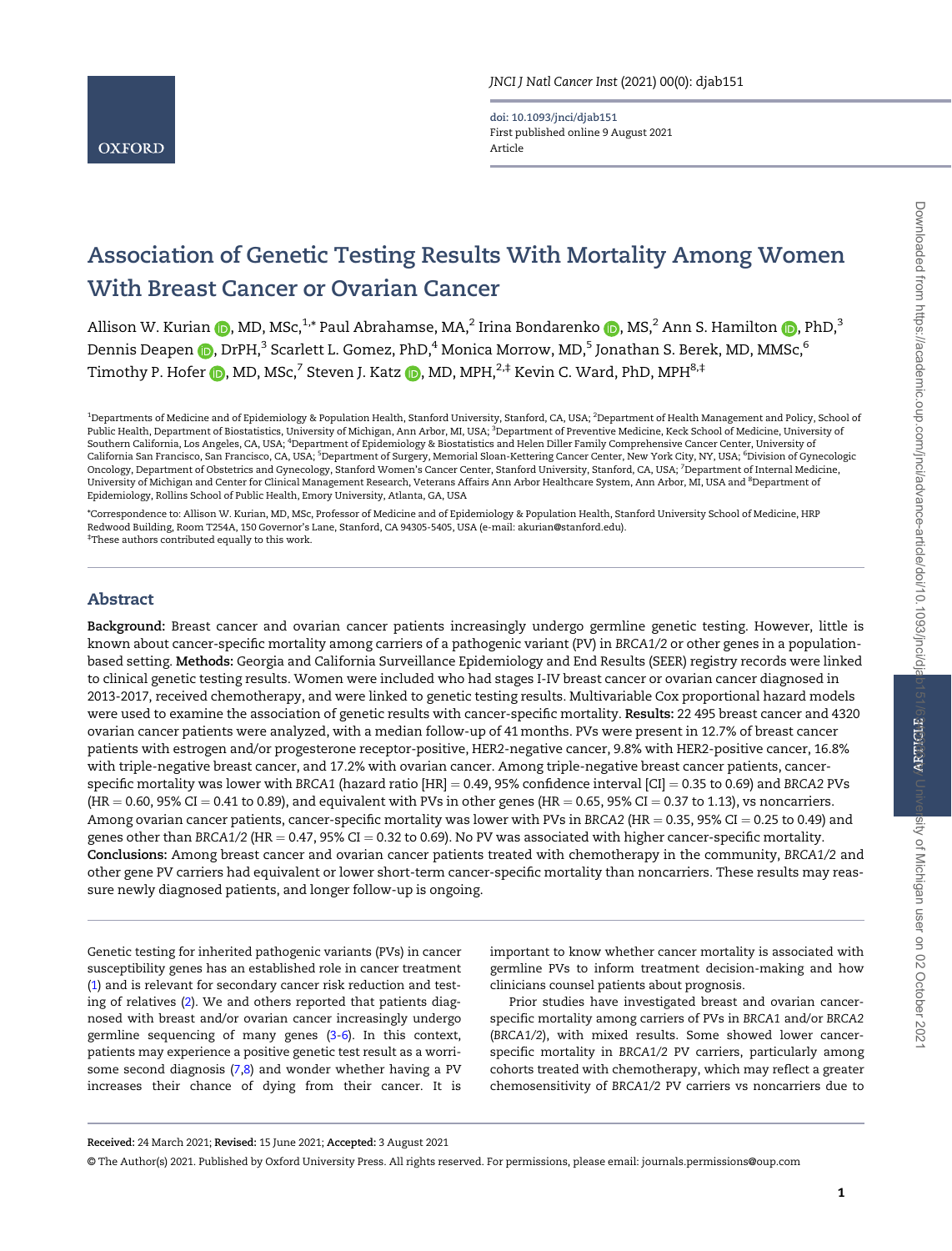# Association of Genetic Testing Results With Mortality Among Women With Breast Cancer or Ovarian Cancer

Allison W. Kurian, MD, MSc,[1,*] Paul Abrahamse, MA,[2] Irina Bondarenko, MS,[2] Ann S. Hamilton, PhD,[3] Dennis Deapen, DrPH,[3] Scarlett L. Gomez, PhD,[4] Monica Morrow, MD,[5] Jonathan S. Berek, MD, MMSc,[6] Timothy P. Hofer, MD, MSc,[7] Steven J. Katz, MD, MPH,[2,‡] Kevin C. Ward, PhD, MPH[8,‡]

[1]Departments of Medicine and of Epidemiology & Population Health, Stanford University, Stanford, CA, USA; [2]Department of Health Management and Policy, School of Public Health, Department of Biostatistics, University of Michigan, Ann Arbor, MI, USA; [3]Department of Preventive Medicine, Keck School of Medicine, University of Southern California, Los Angeles, CA, USA; [4]Department of Epidemiology & Biostatistics and Helen Diller Family Comprehensive Cancer Center, University of California San Francisco, San Francisco, CA, USA; [5]Department of Surgery, Memorial Sloan-Kettering Cancer Center, New York City, NY, USA; [6]Division of Gynecologic Oncology, Department of Obstetrics and Gynecology, Stanford Women's Cancer Center, Stanford University, Stanford, CA, USA; [7]Department of Internal Medicine, University of Michigan and Center for Clinical Management Research, Veterans Affairs Ann Arbor Healthcare System, Ann Arbor, MI, USA and [8]Department of Epidemiology, Rollins School of Public Health, Emory University, Atlanta, GA, USA

*Correspondence to: Allison W. Kurian, MD, MSc, Professor of Medicine and of Epidemiology & Population Health, Stanford University School of Medicine, HRP Redwood Building, Room T254A, 150 Governor's Lane, Stanford, CA 94305-5405, USA (e-mail: akurian@stanford.edu).

‡These authors contributed equally to this work.

## Abstract

**Background:** Breast cancer and ovarian cancer patients increasingly undergo germline genetic testing. However, little is known about cancer-specific mortality among carriers of a pathogenic variant (PV) in *BRCA1/2* or other genes in a population-based setting. **Methods:** Georgia and California Surveillance Epidemiology and End Results (SEER) registry records were linked to clinical genetic testing results. Women were included who had stages I-IV breast cancer or ovarian cancer diagnosed in 2013-2017, received chemotherapy, and were linked to genetic testing results. Multivariable Cox proportional hazard models were used to examine the association of genetic results with cancer-specific mortality. **Results:** 22 495 breast cancer and 4320 ovarian cancer patients were analyzed, with a median follow-up of 41 months. PVs were present in 12.7% of breast cancer patients with estrogen and/or progesterone receptor-positive, HER2-negative cancer, 9.8% with HER2-positive cancer, 16.8% with triple-negative breast cancer, and 17.2% with ovarian cancer. Among triple-negative breast cancer patients, cancer-specific mortality was lower with *BRCA1* (hazard ratio [HR] = 0.49, 95% confidence interval [CI] = 0.35 to 0.69) and *BRCA2* PVs (HR = 0.60, 95% CI = 0.41 to 0.89), and equivalent with PVs in other genes (HR = 0.65, 95% CI = 0.37 to 1.13), vs noncarriers. Among ovarian cancer patients, cancer-specific mortality was lower with PVs in *BRCA2* (HR = 0.35, 95% CI = 0.25 to 0.49) and genes other than *BRCA1/2* (HR = 0.47, 95% CI = 0.32 to 0.69). No PV was associated with higher cancer-specific mortality. **Conclusions:** Among breast cancer and ovarian cancer patients treated with chemotherapy in the community, *BRCA1/2* and other gene PV carriers had equivalent or lower short-term cancer-specific mortality than noncarriers. These results may reassure newly diagnosed patients, and longer follow-up is ongoing.

Genetic testing for inherited pathogenic variants (PVs) in cancer susceptibility genes has an established role in cancer treatment (1) and is relevant for secondary cancer risk reduction and testing of relatives (2). We and others reported that patients diagnosed with breast and/or ovarian cancer increasingly undergo germline sequencing of many genes (3-6). In this context, patients may experience a positive genetic test result as a worrisome second diagnosis (7,8) and wonder whether having a PV increases their chance of dying from their cancer. It is important to know whether cancer mortality is associated with germline PVs to inform treatment decision-making and how clinicians counsel patients about prognosis.

Prior studies have investigated breast and ovarian cancer-specific mortality among carriers of PVs in *BRCA1* and/or *BRCA2* (*BRCA1/2*), with mixed results. Some showed lower cancer-specific mortality in *BRCA1/2* PV carriers, particularly among cohorts treated with chemotherapy, which may reflect a greater chemosensitivity of *BRCA1/2* PV carriers vs noncarriers due to

**Received:** 24 March 2021; **Revised:** 15 June 2021; **Accepted:** 3 August 2021

© The Author(s) 2021. Published by Oxford University Press. All rights reserved. For permissions, please email: journals.permissions@oup.com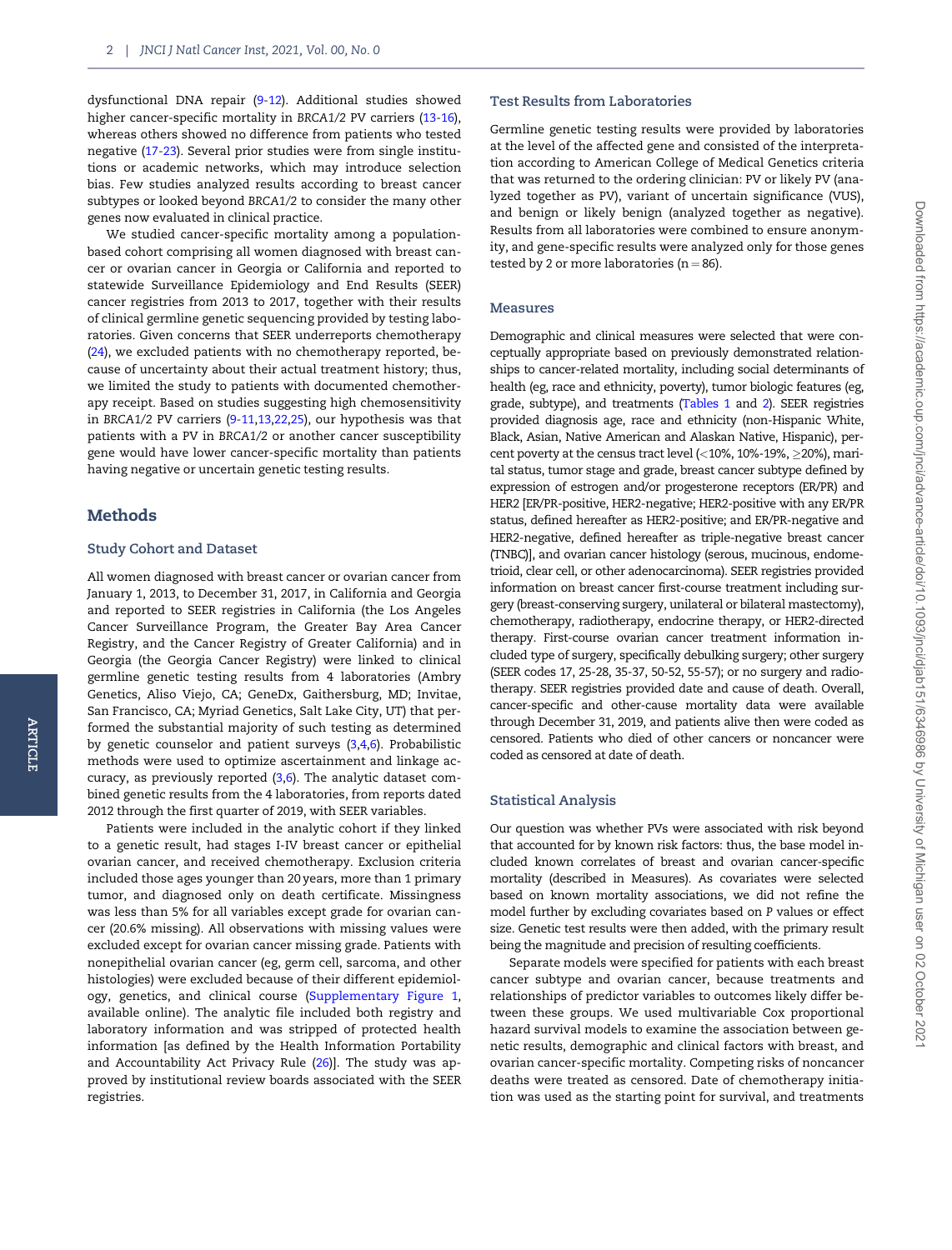dysfunctional DNA repair (9-12). Additional studies showed higher cancer-specific mortality in *BRCA1/2* PV carriers (13-16), whereas others showed no difference from patients who tested negative (17-23). Several prior studies were from single institutions or academic networks, which may introduce selection bias. Few studies analyzed results according to breast cancer subtypes or looked beyond *BRCA1/2* to consider the many other genes now evaluated in clinical practice.

We studied cancer-specific mortality among a population-based cohort comprising all women diagnosed with breast cancer or ovarian cancer in Georgia or California and reported to statewide Surveillance Epidemiology and End Results (SEER) cancer registries from 2013 to 2017, together with their results of clinical germline genetic sequencing provided by testing laboratories. Given concerns that SEER underreports chemotherapy (24), we excluded patients with no chemotherapy reported, because of uncertainty about their actual treatment history; thus, we limited the study to patients with documented chemotherapy receipt. Based on studies suggesting high chemosensitivity in *BRCA1/2* PV carriers (9-11,13,22,25), our hypothesis was that patients with a PV in *BRCA1/2* or another cancer susceptibility gene would have lower cancer-specific mortality than patients having negative or uncertain genetic testing results.

## Methods

### Study Cohort and Dataset

All women diagnosed with breast cancer or ovarian cancer from January 1, 2013, to December 31, 2017, in California and Georgia and reported to SEER registries in California (the Los Angeles Cancer Surveillance Program, the Greater Bay Area Cancer Registry, and the Cancer Registry of Greater California) and in Georgia (the Georgia Cancer Registry) were linked to clinical germline genetic testing results from 4 laboratories (Ambry Genetics, Aliso Viejo, CA; GeneDx, Gaithersburg, MD; Invitae, San Francisco, CA; Myriad Genetics, Salt Lake City, UT) that performed the substantial majority of such testing as determined by genetic counselor and patient surveys (3,4,6). Probabilistic methods were used to optimize ascertainment and linkage accuracy, as previously reported (3,6). The analytic dataset combined genetic results from the 4 laboratories, from reports dated 2012 through the first quarter of 2019, with SEER variables.

Patients were included in the analytic cohort if they linked to a genetic result, had stages I-IV breast cancer or epithelial ovarian cancer, and received chemotherapy. Exclusion criteria included those ages younger than 20 years, more than 1 primary tumor, and diagnosed only on death certificate. Missingness was less than 5% for all variables except grade for ovarian cancer (20.6% missing). All observations with missing values were excluded except for ovarian cancer missing grade. Patients with nonepithelial ovarian cancer (eg, germ cell, sarcoma, and other histologies) were excluded because of their different epidemiology, genetics, and clinical course (Supplementary Figure 1, available online). The analytic file included both registry and laboratory information and was stripped of protected health information [as defined by the Health Information Portability and Accountability Act Privacy Rule (26)]. The study was approved by institutional review boards associated with the SEER registries.

### Test Results from Laboratories

Germline genetic testing results were provided by laboratories at the level of the affected gene and consisted of the interpretation according to American College of Medical Genetics criteria that was returned to the ordering clinician: PV or likely PV (analyzed together as PV), variant of uncertain significance (VUS), and benign or likely benign (analyzed together as negative). Results from all laboratories were combined to ensure anonymity, and gene-specific results were analyzed only for those genes tested by 2 or more laboratories (n = 86).

### Measures

Demographic and clinical measures were selected that were conceptually appropriate based on previously demonstrated relationships to cancer-related mortality, including social determinants of health (eg, race and ethnicity, poverty), tumor biologic features (eg, grade, subtype), and treatments (Tables 1 and 2). SEER registries provided diagnosis age, race and ethnicity (non-Hispanic White, Black, Asian, Native American and Alaskan Native, Hispanic), percent poverty at the census tract level (<10%, 10%-19%, ≥20%), marital status, tumor stage and grade, breast cancer subtype defined by expression of estrogen and/or progesterone receptors (ER/PR) and HER2 [ER/PR-positive, HER2-negative; HER2-positive with any ER/PR status, defined hereafter as HER2-positive; and ER/PR-negative and HER2-negative, defined hereafter as triple-negative breast cancer (TNBC)], and ovarian cancer histology (serous, mucinous, endometrioid, clear cell, or other adenocarcinoma). SEER registries provided information on breast cancer first-course treatment including surgery (breast-conserving surgery, unilateral or bilateral mastectomy), chemotherapy, radiotherapy, endocrine therapy, or HER2-directed therapy. First-course ovarian cancer treatment information included type of surgery, specifically debulking surgery; other surgery (SEER codes 17, 25-28, 35-37, 50-52, 55-57); or no surgery and radiotherapy. SEER registries provided date and cause of death. Overall, cancer-specific and other-cause mortality data were available through December 31, 2019, and patients alive then were coded as censored. Patients who died of other cancers or noncancer were coded as censored at date of death.

### Statistical Analysis

Our question was whether PVs were associated with risk beyond that accounted for by known risk factors: thus, the base model included known correlates of breast and ovarian cancer-specific mortality (described in Measures). As covariates were selected based on known mortality associations, we did not refine the model further by excluding covariates based on *P* values or effect size. Genetic test results were then added, with the primary result being the magnitude and precision of resulting coefficients.

Separate models were specified for patients with each breast cancer subtype and ovarian cancer, because treatments and relationships of predictor variables to outcomes likely differ between these groups. We used multivariable Cox proportional hazard survival models to examine the association between genetic results, demographic and clinical factors with breast, and ovarian cancer-specific mortality. Competing risks of noncancer deaths were treated as censored. Date of chemotherapy initiation was used as the starting point for survival, and treatments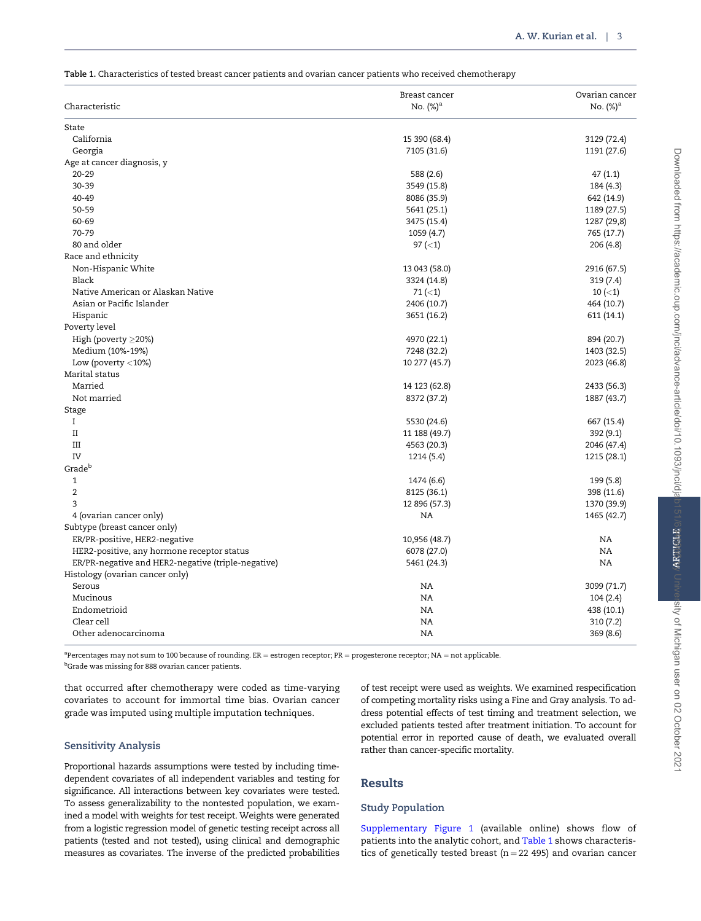**Table 1.** Characteristics of tested breast cancer patients and ovarian cancer patients who received chemotherapy

| Characteristic | Breast cancer No. (%)[a] | Ovarian cancer No. (%)[a] |
|---|---|---|
| State | | |
| California | 15 390 (68.4) | 3129 (72.4) |
| Georgia | 7105 (31.6) | 1191 (27.6) |
| Age at cancer diagnosis, y | | |
| 20-29 | 588 (2.6) | 47 (1.1) |
| 30-39 | 3549 (15.8) | 184 (4.3) |
| 40-49 | 8086 (35.9) | 642 (14.9) |
| 50-59 | 5641 (25.1) | 1189 (27.5) |
| 60-69 | 3475 (15.4) | 1287 (29,8) |
| 70-79 | 1059 (4.7) | 765 (17.7) |
| 80 and older | 97 (<1) | 206 (4.8) |
| Race and ethnicity | | |
| Non-Hispanic White | 13 043 (58.0) | 2916 (67.5) |
| Black | 3324 (14.8) | 319 (7.4) |
| Native American or Alaskan Native | 71 (<1) | 10 (<1) |
| Asian or Pacific Islander | 2406 (10.7) | 464 (10.7) |
| Hispanic | 3651 (16.2) | 611 (14.1) |
| Poverty level | | |
| High (poverty ≥20%) | 4970 (22.1) | 894 (20.7) |
| Medium (10%-19%) | 7248 (32.2) | 1403 (32.5) |
| Low (poverty <10%) | 10 277 (45.7) | 2023 (46.8) |
| Marital status | | |
| Married | 14 123 (62.8) | 2433 (56.3) |
| Not married | 8372 (37.2) | 1887 (43.7) |
| Stage | | |
| I | 5530 (24.6) | 667 (15.4) |
| II | 11 188 (49.7) | 392 (9.1) |
| III | 4563 (20.3) | 2046 (47.4) |
| IV | 1214 (5.4) | 1215 (28.1) |
| Grade[b] | | |
| 1 | 1474 (6.6) | 199 (5.8) |
| 2 | 8125 (36.1) | 398 (11.6) |
| 3 | 12 896 (57.3) | 1370 (39.9) |
| 4 (ovarian cancer only) | NA | 1465 (42.7) |
| Subtype (breast cancer only) | | |
| ER/PR-positive, HER2-negative | 10,956 (48.7) | NA |
| HER2-positive, any hormone receptor status | 6078 (27.0) | NA |
| ER/PR-negative and HER2-negative (triple-negative) | 5461 (24.3) | NA |
| Histology (ovarian cancer only) | | |
| Serous | NA | 3099 (71.7) |
| Mucinous | NA | 104 (2.4) |
| Endometrioid | NA | 438 (10.1) |
| Clear cell | NA | 310 (7.2) |
| Other adenocarcinoma | NA | 369 (8.6) |

[a]Percentages may not sum to 100 because of rounding. ER = estrogen receptor; PR = progesterone receptor; NA = not applicable.
[b]Grade was missing for 888 ovarian cancer patients.

that occurred after chemotherapy were coded as time-varying covariates to account for immortal time bias. Ovarian cancer grade was imputed using multiple imputation techniques.

### Sensitivity Analysis

Proportional hazards assumptions were tested by including time-dependent covariates of all independent variables and testing for significance. All interactions between key covariates were tested. To assess generalizability to the nontested population, we examined a model with weights for test receipt. Weights were generated from a logistic regression model of genetic testing receipt across all patients (tested and not tested), using clinical and demographic measures as covariates. The inverse of the predicted probabilities of test receipt were used as weights. We examined respecification of competing mortality risks using a Fine and Gray analysis. To address potential effects of test timing and treatment selection, we excluded patients tested after treatment initiation. To account for potential error in reported cause of death, we evaluated overall rather than cancer-specific mortality.

## Results

### Study Population

Supplementary Figure 1 (available online) shows flow of patients into the analytic cohort, and Table 1 shows characteristics of genetically tested breast (n = 22 495) and ovarian cancer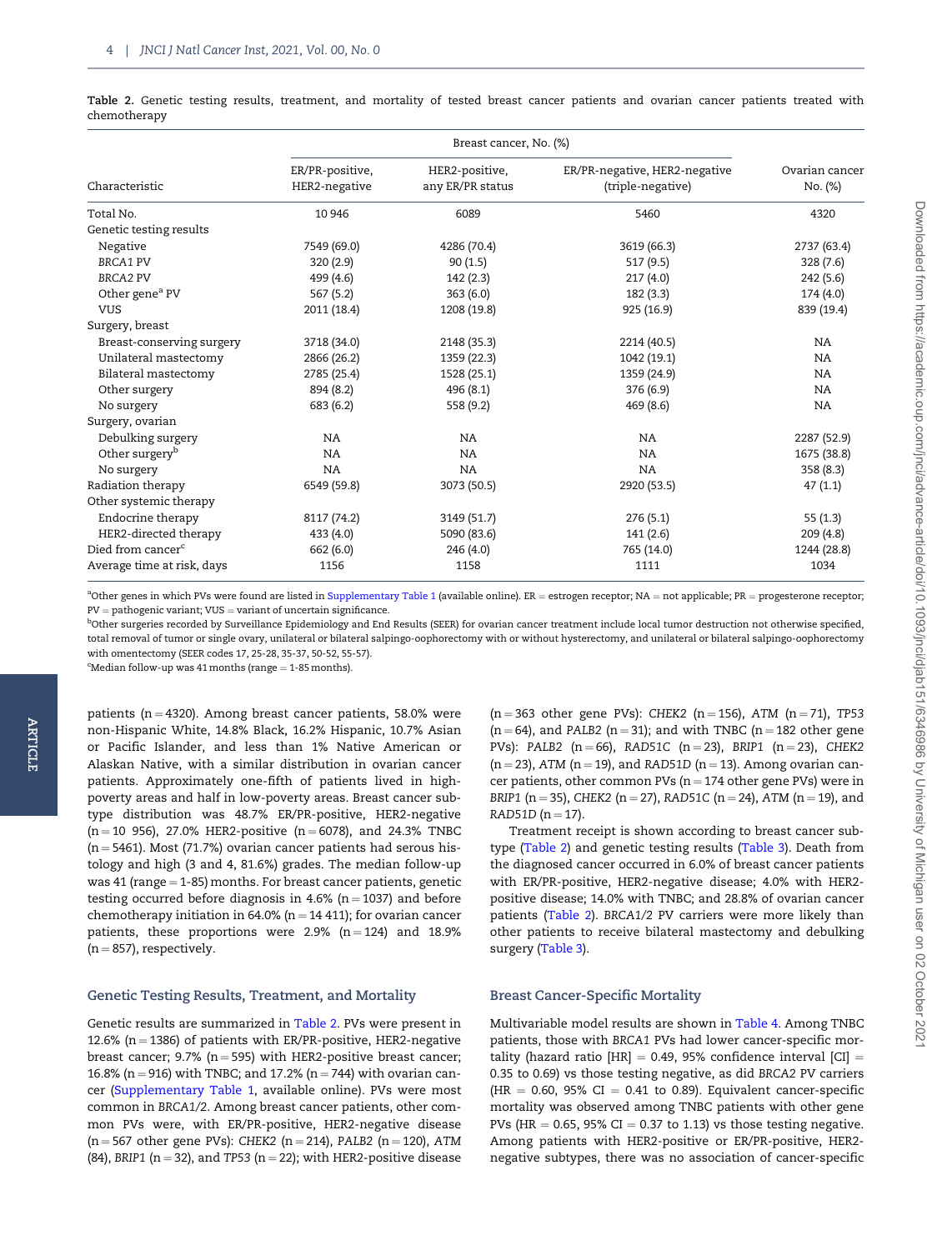**Table 2.** Genetic testing results, treatment, and mortality of tested breast cancer patients and ovarian cancer patients treated with chemotherapy

| Characteristic | Breast cancer, No. (%) | | | Ovarian cancer No. (%) |
|---|---|---|---|---|
| | ER/PR-positive, HER2-negative | HER2-positive, any ER/PR status | ER/PR-negative, HER2-negative (triple-negative) | |
| Total No. | 10 946 | 6089 | 5460 | 4320 |
| Genetic testing results | | | | |
| Negative | 7549 (69.0) | 4286 (70.4) | 3619 (66.3) | 2737 (63.4) |
| *BRCA1* PV | 320 (2.9) | 90 (1.5) | 517 (9.5) | 328 (7.6) |
| *BRCA2* PV | 499 (4.6) | 142 (2.3) | 217 (4.0) | 242 (5.6) |
| Other gene[a] PV | 567 (5.2) | 363 (6.0) | 182 (3.3) | 174 (4.0) |
| VUS | 2011 (18.4) | 1208 (19.8) | 925 (16.9) | 839 (19.4) |
| Surgery, breast | | | | |
| Breast-conserving surgery | 3718 (34.0) | 2148 (35.3) | 2214 (40.5) | NA |
| Unilateral mastectomy | 2866 (26.2) | 1359 (22.3) | 1042 (19.1) | NA |
| Bilateral mastectomy | 2785 (25.4) | 1528 (25.1) | 1359 (24.9) | NA |
| Other surgery | 894 (8.2) | 496 (8.1) | 376 (6.9) | NA |
| No surgery | 683 (6.2) | 558 (9.2) | 469 (8.6) | NA |
| Surgery, ovarian | | | | |
| Debulking surgery | NA | NA | NA | 2287 (52.9) |
| Other surgery[b] | NA | NA | NA | 1675 (38.8) |
| No surgery | NA | NA | NA | 358 (8.3) |
| Radiation therapy | 6549 (59.8) | 3073 (50.5) | 2920 (53.5) | 47 (1.1) |
| Other systemic therapy | | | | |
| Endocrine therapy | 8117 (74.2) | 3149 (51.7) | 276 (5.1) | 55 (1.3) |
| HER2-directed therapy | 433 (4.0) | 5090 (83.6) | 141 (2.6) | 209 (4.8) |
| Died from cancer[c] | 662 (6.0) | 246 (4.0) | 765 (14.0) | 1244 (28.8) |
| Average time at risk, days | 1156 | 1158 | 1111 | 1034 |

[a]Other genes in which PVs were found are listed in Supplementary Table 1 (available online). ER = estrogen receptor; NA = not applicable; PR = progesterone receptor; PV = pathogenic variant; VUS = variant of uncertain significance.

[b]Other surgeries recorded by Surveillance Epidemiology and End Results (SEER) for ovarian cancer treatment include local tumor destruction not otherwise specified, total removal of tumor or single ovary, unilateral or bilateral salpingo-oophorectomy with or without hysterectomy, and unilateral or bilateral salpingo-oophorectomy with omentectomy (SEER codes 17, 25-28, 35-37, 50-52, 55-57).

[c]Median follow-up was 41 months (range = 1-85 months).

patients (n = 4320). Among breast cancer patients, 58.0% were non-Hispanic White, 14.8% Black, 16.2% Hispanic, 10.7% Asian or Pacific Islander, and less than 1% Native American or Alaskan Native, with a similar distribution in ovarian cancer patients. Approximately one-fifth of patients lived in high-poverty areas and half in low-poverty areas. Breast cancer subtype distribution was 48.7% ER/PR-positive, HER2-negative (n = 10 956), 27.0% HER2-positive (n = 6078), and 24.3% TNBC (n = 5461). Most (71.7%) ovarian cancer patients had serous histology and high (3 and 4, 81.6%) grades. The median follow-up was 41 (range = 1-85) months. For breast cancer patients, genetic testing occurred before diagnosis in 4.6% (n = 1037) and before chemotherapy initiation in 64.0% (n = 14 411); for ovarian cancer patients, these proportions were 2.9% (n = 124) and 18.9% (n = 857), respectively.

## Genetic Testing Results, Treatment, and Mortality

Genetic results are summarized in Table 2. PVs were present in 12.6% (n = 1386) of patients with ER/PR-positive, HER2-negative breast cancer; 9.7% (n = 595) with HER2-positive breast cancer; 16.8% (n = 916) with TNBC; and 17.2% (n = 744) with ovarian cancer (Supplementary Table 1, available online). PVs were most common in *BRCA1/2*. Among breast cancer patients, other common PVs were, with ER/PR-positive, HER2-negative disease (n = 567 other gene PVs): *CHEK2* (n = 214), *PALB2* (n = 120), *ATM* (84), *BRIP1* (n = 32), and *TP53* (n = 22); with HER2-positive disease (n = 363 other gene PVs): *CHEK2* (n = 156), *ATM* (n = 71), *TP53* (n = 64), and *PALB2* (n = 31); and with TNBC (n = 182 other gene PVs): *PALB2* (n = 66), *RAD51C* (n = 23), *BRIP1* (n = 23), *CHEK2* (n = 23), *ATM* (n = 19), and *RAD51D* (n = 13). Among ovarian cancer patients, other common PVs (n = 174 other gene PVs) were in *BRIP1* (n = 35), *CHEK2* (n = 27), *RAD51C* (n = 24), *ATM* (n = 19), and *RAD51D* (n = 17).

Treatment receipt is shown according to breast cancer subtype (Table 2) and genetic testing results (Table 3). Death from the diagnosed cancer occurred in 6.0% of breast cancer patients with ER/PR-positive, HER2-negative disease; 4.0% with HER2-positive disease; 14.0% with TNBC; and 28.8% of ovarian cancer patients (Table 2). *BRCA1/2* PV carriers were more likely than other patients to receive bilateral mastectomy and debulking surgery (Table 3).

## Breast Cancer-Specific Mortality

Multivariable model results are shown in Table 4. Among TNBC patients, those with *BRCA1* PVs had lower cancer-specific mortality (hazard ratio [HR] = 0.49, 95% confidence interval [CI] = 0.35 to 0.69) vs those testing negative, as did *BRCA2* PV carriers (HR = 0.60, 95% CI = 0.41 to 0.89). Equivalent cancer-specific mortality was observed among TNBC patients with other gene PVs (HR = 0.65, 95% CI = 0.37 to 1.13) vs those testing negative. Among patients with HER2-positive or ER/PR-positive, HER2-negative subtypes, there was no association of cancer-specific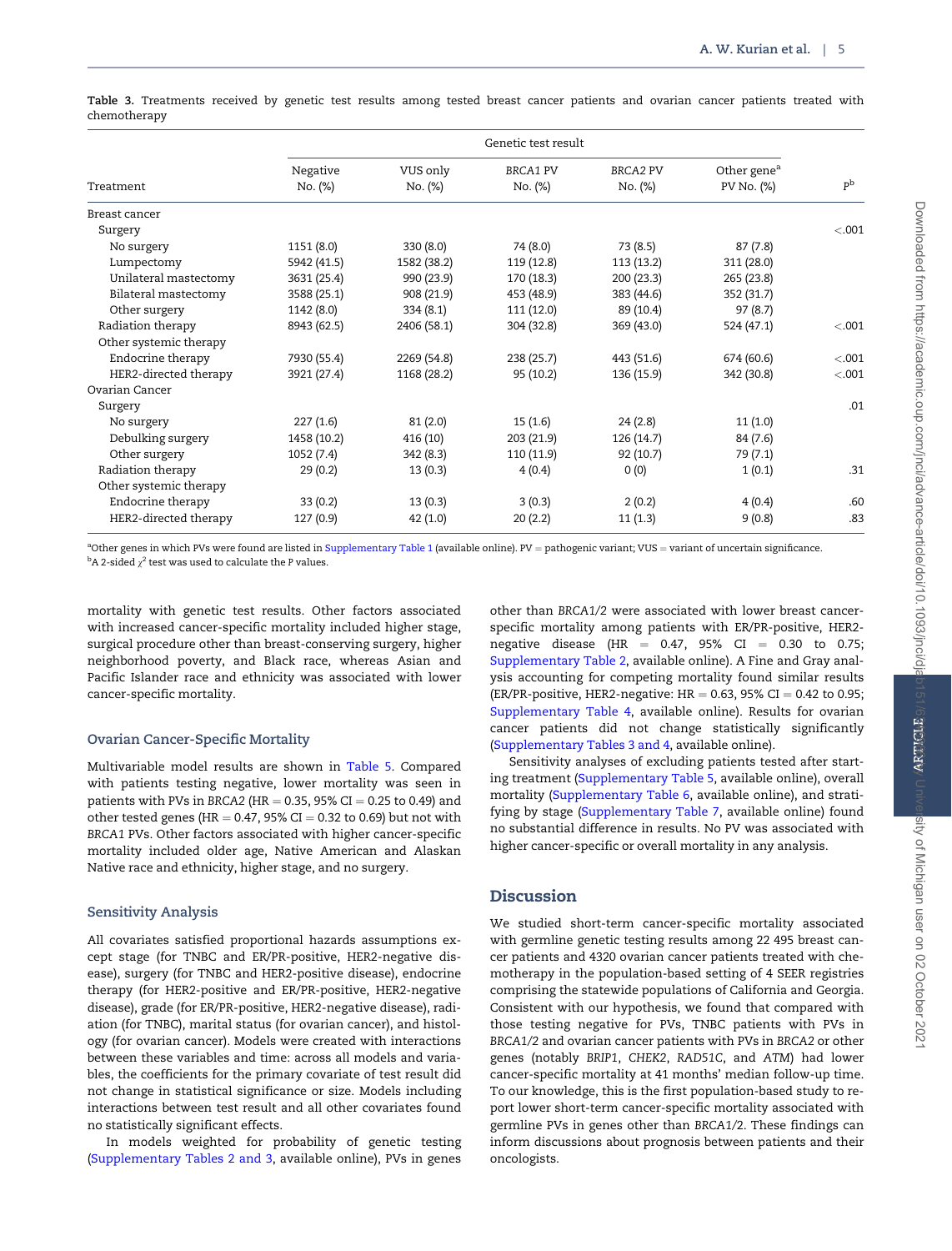**Table 3.** Treatments received by genetic test results among tested breast cancer patients and ovarian cancer patients treated with chemotherapy

| Treatment | Genetic test result | | | | | |
|---|---|---|---|---|---|---|
| | Negative No. (%) | VUS only No. (%) | *BRCA1* PV No. (%) | *BRCA2* PV No. (%) | Other gene[a] PV No. (%) | P[b] |
| Breast cancer | | | | | | |
| Surgery | | | | | | <.001 |
| No surgery | 1151 (8.0) | 330 (8.0) | 74 (8.0) | 73 (8.5) | 87 (7.8) | |
| Lumpectomy | 5942 (41.5) | 1582 (38.2) | 119 (12.8) | 113 (13.2) | 311 (28.0) | |
| Unilateral mastectomy | 3631 (25.4) | 990 (23.9) | 170 (18.3) | 200 (23.3) | 265 (23.8) | |
| Bilateral mastectomy | 3588 (25.1) | 908 (21.9) | 453 (48.9) | 383 (44.6) | 352 (31.7) | |
| Other surgery | 1142 (8.0) | 334 (8.1) | 111 (12.0) | 89 (10.4) | 97 (8.7) | |
| Radiation therapy | 8943 (62.5) | 2406 (58.1) | 304 (32.8) | 369 (43.0) | 524 (47.1) | <.001 |
| Other systemic therapy | | | | | | |
| Endocrine therapy | 7930 (55.4) | 2269 (54.8) | 238 (25.7) | 443 (51.6) | 674 (60.6) | <.001 |
| HER2-directed therapy | 3921 (27.4) | 1168 (28.2) | 95 (10.2) | 136 (15.9) | 342 (30.8) | <.001 |
| Ovarian Cancer | | | | | | |
| Surgery | | | | | | .01 |
| No surgery | 227 (1.6) | 81 (2.0) | 15 (1.6) | 24 (2.8) | 11 (1.0) | |
| Debulking surgery | 1458 (10.2) | 416 (10) | 203 (21.9) | 126 (14.7) | 84 (7.6) | |
| Other surgery | 1052 (7.4) | 342 (8.3) | 110 (11.9) | 92 (10.7) | 79 (7.1) | |
| Radiation therapy | 29 (0.2) | 13 (0.3) | 4 (0.4) | 0 (0) | 1 (0.1) | .31 |
| Other systemic therapy | | | | | | |
| Endocrine therapy | 33 (0.2) | 13 (0.3) | 3 (0.3) | 2 (0.2) | 4 (0.4) | .60 |
| HER2-directed therapy | 127 (0.9) | 42 (1.0) | 20 (2.2) | 11 (1.3) | 9 (0.8) | .83 |

[a]Other genes in which PVs were found are listed in Supplementary Table 1 (available online). PV = pathogenic variant; VUS = variant of uncertain significance.
[b]A 2-sided $\chi^2$ test was used to calculate the P values.

mortality with genetic test results. Other factors associated with increased cancer-specific mortality included higher stage, surgical procedure other than breast-conserving surgery, higher neighborhood poverty, and Black race, whereas Asian and Pacific Islander race and ethnicity was associated with lower cancer-specific mortality.

### Ovarian Cancer-Specific Mortality

Multivariable model results are shown in Table 5. Compared with patients testing negative, lower mortality was seen in patients with PVs in *BRCA2* (HR = 0.35, 95% CI = 0.25 to 0.49) and other tested genes (HR = 0.47, 95% CI = 0.32 to 0.69) but not with *BRCA1* PVs. Other factors associated with higher cancer-specific mortality included older age, Native American and Alaskan Native race and ethnicity, higher stage, and no surgery.

### Sensitivity Analysis

All covariates satisfied proportional hazards assumptions except stage (for TNBC and ER/PR-positive, HER2-negative disease), surgery (for TNBC and HER2-positive disease), endocrine therapy (for HER2-positive and ER/PR-positive, HER2-negative disease), grade (for ER/PR-positive, HER2-negative disease), radiation (for TNBC), marital status (for ovarian cancer), and histology (for ovarian cancer). Models were created with interactions between these variables and time: across all models and variables, the coefficients for the primary covariate of test result did not change in statistical significance or size. Models including interactions between test result and all other covariates found no statistically significant effects.

In models weighted for probability of genetic testing (Supplementary Tables 2 and 3, available online), PVs in genes other than *BRCA1/2* were associated with lower breast cancer-specific mortality among patients with ER/PR-positive, HER2-negative disease (HR = 0.47, 95% CI = 0.30 to 0.75; Supplementary Table 2, available online). A Fine and Gray analysis accounting for competing mortality found similar results (ER/PR-positive, HER2-negative: HR = 0.63, 95% CI = 0.42 to 0.95; Supplementary Table 4, available online). Results for ovarian cancer patients did not change statistically significantly (Supplementary Tables 3 and 4, available online).

Sensitivity analyses of excluding patients tested after starting treatment (Supplementary Table 5, available online), overall mortality (Supplementary Table 6, available online), and stratifying by stage (Supplementary Table 7, available online) found no substantial difference in results. No PV was associated with higher cancer-specific or overall mortality in any analysis.

## Discussion

We studied short-term cancer-specific mortality associated with germline genetic testing results among 22 495 breast cancer patients and 4320 ovarian cancer patients treated with chemotherapy in the population-based setting of 4 SEER registries comprising the statewide populations of California and Georgia. Consistent with our hypothesis, we found that compared with those testing negative for PVs, TNBC patients with PVs in *BRCA1/2* and ovarian cancer patients with PVs in *BRCA2* or other genes (notably *BRIP1*, *CHEK2*, *RAD51C*, and *ATM*) had lower cancer-specific mortality at 41 months' median follow-up time. To our knowledge, this is the first population-based study to report lower short-term cancer-specific mortality associated with germline PVs in genes other than *BRCA1/2*. These findings can inform discussions about prognosis between patients and their oncologists.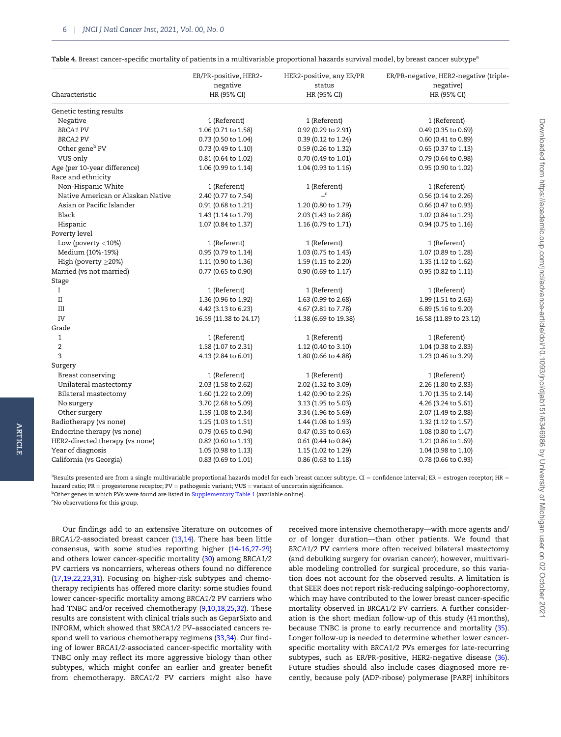**Table 4.** Breast cancer-specific mortality of patients in a multivariable proportional hazards survival model, by breast cancer subtype[a]

| Characteristic | ER/PR-positive, HER2-negative HR (95% CI) | HER2-positive, any ER/PR status HR (95% CI) | ER/PR-negative, HER2-negative (triple-negative) HR (95% CI) |
|---|---|---|---|
| Genetic testing results | | | |
| Negative | 1 (Referent) | 1 (Referent) | 1 (Referent) |
| *BRCA1* PV | 1.06 (0.71 to 1.58) | 0.92 (0.29 to 2.91) | 0.49 (0.35 to 0.69) |
| *BRCA2* PV | 0.73 (0.50 to 1.04) | 0.39 (0.12 to 1.24) | 0.60 (0.41 to 0.89) |
| Other gene[b] PV | 0.73 (0.49 to 1.10) | 0.59 (0.26 to 1.32) | 0.65 (0.37 to 1.13) |
| VUS only | 0.81 (0.64 to 1.02) | 0.70 (0.49 to 1.01) | 0.79 (0.64 to 0.98) |
| Age (per 10-year difference) | 1.06 (0.99 to 1.14) | 1.04 (0.93 to 1.16) | 0.95 (0.90 to 1.02) |
| Race and ethnicity | | | |
| Non-Hispanic White | 1 (Referent) | 1 (Referent) | 1 (Referent) |
| Native American or Alaskan Native | 2.40 (0.77 to 7.54) | –[c] | 0.56 (0.14 to 2.26) |
| Asian or Pacific Islander | 0.91 (0.68 to 1.21) | 1.20 (0.80 to 1.79) | 0.66 (0.47 to 0.93) |
| Black | 1.43 (1.14 to 1.79) | 2.03 (1.43 to 2.88) | 1.02 (0.84 to 1.23) |
| Hispanic | 1.07 (0.84 to 1.37) | 1.16 (0.79 to 1.71) | 0.94 (0.75 to 1.16) |
| Poverty level | | | |
| Low (poverty <10%) | 1 (Referent) | 1 (Referent) | 1 (Referent) |
| Medium (10%-19%) | 0.95 (0.79 to 1.14) | 1.03 (0.75 to 1.43) | 1.07 (0.89 to 1.28) |
| High (poverty ≥20%) | 1.11 (0.90 to 1.36) | 1.59 (1.15 to 2.20) | 1.35 (1.12 to 1.62) |
| Married (vs not married) | 0.77 (0.65 to 0.90) | 0.90 (0.69 to 1.17) | 0.95 (0.82 to 1.11) |
| Stage | | | |
| I | 1 (Referent) | 1 (Referent) | 1 (Referent) |
| II | 1.36 (0.96 to 1.92) | 1.63 (0.99 to 2.68) | 1.99 (1.51 to 2.63) |
| III | 4.42 (3.13 to 6.23) | 4.67 (2.81 to 7.78) | 6.89 (5.16 to 9.20) |
| IV | 16.59 (11.38 to 24.17) | 11.38 (6.69 to 19.38) | 16.58 (11.89 to 23.12) |
| Grade | | | |
| 1 | 1 (Referent) | 1 (Referent) | 1 (Referent) |
| 2 | 1.58 (1.07 to 2.31) | 1.12 (0.40 to 3.10) | 1.04 (0.38 to 2.83) |
| 3 | 4.13 (2.84 to 6.01) | 1.80 (0.66 to 4.88) | 1.23 (0.46 to 3.29) |
| Surgery | | | |
| Breast conserving | 1 (Referent) | 1 (Referent) | 1 (Referent) |
| Unilateral mastectomy | 2.03 (1.58 to 2.62) | 2.02 (1.32 to 3.09) | 2.26 (1.80 to 2.83) |
| Bilateral mastectomy | 1.60 (1.22 to 2.09) | 1.42 (0.90 to 2.26) | 1.70 (1.35 to 2.14) |
| No surgery | 3.70 (2.68 to 5.09) | 3.13 (1.95 to 5.03) | 4.26 (3.24 to 5.61) |
| Other surgery | 1.59 (1.08 to 2.34) | 3.34 (1.96 to 5.69) | 2.07 (1.49 to 2.88) |
| Radiotherapy (vs none) | 1.25 (1.03 to 1.51) | 1.44 (1.08 to 1.93) | 1.32 (1.12 to 1.57) |
| Endocrine therapy (vs none) | 0.79 (0.65 to 0.94) | 0.47 (0.35 to 0.63) | 1.08 (0.80 to 1.47) |
| HER2-directed therapy (vs none) | 0.82 (0.60 to 1.13) | 0.61 (0.44 to 0.84) | 1.21 (0.86 to 1.69) |
| Year of diagnosis | 1.05 (0.98 to 1.13) | 1.15 (1.02 to 1.29) | 1.04 (0.98 to 1.10) |
| California (vs Georgia) | 0.83 (0.69 to 1.01) | 0.86 (0.63 to 1.18) | 0.78 (0.66 to 0.93) |

[a]Results presented are from a single multivariable proportional hazards model for each breast cancer subtype. CI = confidence interval; ER = estrogen receptor; HR = hazard ratio; PR = progesterone receptor; PV = pathogenic variant; VUS = variant of uncertain significance.
[b]Other genes in which PVs were found are listed in Supplementary Table 1 (available online).
[c]No observations for this group.

Our findings add to an extensive literature on outcomes of *BRCA1/2*-associated breast cancer (13,14). There has been little consensus, with some studies reporting higher (14-16,27-29) and others lower cancer-specific mortality (30) among *BRCA1/2* PV carriers vs noncarriers, whereas others found no difference (17,19,22,23,31). Focusing on higher-risk subtypes and chemotherapy recipients has offered more clarity: some studies found lower cancer-specific mortality among *BRCA1/2* PV carriers who had TNBC and/or received chemotherapy (9,10,18,25,32). These results are consistent with clinical trials such as GeparSixto and INFORM, which showed that *BRCA1/2* PV–associated cancers respond well to various chemotherapy regimens (33,34). Our finding of lower *BRCA1/2*-associated breast cancer-specific mortality with TNBC only may reflect its more aggressive biology than other subtypes, which might confer an earlier and greater benefit from chemotherapy. *BRCA1/2* PV carriers might also have received more intensive chemotherapy—with more agents and/or of longer duration—than other patients. We found that *BRCA1/2* PV carriers more often received bilateral mastectomy (and debulking surgery for ovarian cancer); however, multivariable modeling controlled for surgical procedure, so this variation does not account for the observed results. A limitation is that SEER does not report risk-reducing salpingo-oophorectomy, which may have contributed to the lower breast cancer-specific mortality observed in *BRCA1/2* PV carriers. A further consideration is the short median follow-up of this study (41 months), because TNBC is prone to early recurrence and mortality (35). Longer follow-up is needed to determine whether lower cancer-specific mortality with *BRCA1/2* PVs emerges for late-recurring subtypes, such as ER/PR-positive, HER2-negative disease (36). Future studies should also include cases diagnosed more recently, because poly (ADP-ribose) polymerase [PARP] inhibitors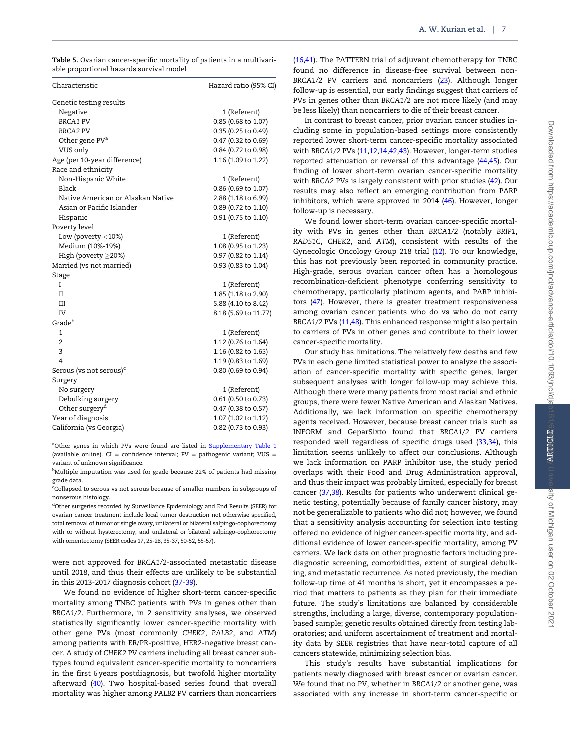Table 5. Ovarian cancer-specific mortality of patients in a multivariable proportional hazards survival model

| Characteristic | Hazard ratio (95% CI) |
|---|---|
| Genetic testing results | |
| Negative | 1 (Referent) |
| *BRCA1* PV | 0.85 (0.68 to 1.07) |
| *BRCA2* PV | 0.35 (0.25 to 0.49) |
| Other gene PV[a] | 0.47 (0.32 to 0.69) |
| VUS only | 0.84 (0.72 to 0.98) |
| Age (per 10-year difference) | 1.16 (1.09 to 1.22) |
| Race and ethnicity | |
| Non-Hispanic White | 1 (Referent) |
| Black | 0.86 (0.69 to 1.07) |
| Native American or Alaskan Native | 2.88 (1.18 to 6.99) |
| Asian or Pacific Islander | 0.89 (0.72 to 1.10) |
| Hispanic | 0.91 (0.75 to 1.10) |
| Poverty level | |
| Low (poverty <10%) | 1 (Referent) |
| Medium (10%-19%) | 1.08 (0.95 to 1.23) |
| High (poverty ≥20%) | 0.97 (0.82 to 1.14) |
| Married (vs not married) | 0.93 (0.83 to 1.04) |
| Stage | |
| I | 1 (Referent) |
| II | 1.85 (1.18 to 2.90) |
| III | 5.88 (4.10 to 8.42) |
| IV | 8.18 (5.69 to 11.77) |
| Grade[b] | |
| 1 | 1 (Referent) |
| 2 | 1.12 (0.76 to 1.64) |
| 3 | 1.16 (0.82 to 1.65) |
| 4 | 1.19 (0.83 to 1.69) |
| Serous (vs not serous)[c] | 0.80 (0.69 to 0.94) |
| Surgery | |
| No surgery | 1 (Referent) |
| Debulking surgery | 0.61 (0.50 to 0.73) |
| Other surgery[d] | 0.47 (0.38 to 0.57) |
| Year of diagnosis | 1.07 (1.02 to 1.12) |
| California (vs Georgia) | 0.82 (0.73 to 0.93) |

[a]Other genes in which PVs were found are listed in Supplementary Table 1 (available online). CI = confidence interval; PV = pathogenic variant; VUS = variant of unknown significance.

[b]Multiple imputation was used for grade because 22% of patients had missing grade data.

[c]Collapsed to serous vs not serous because of smaller numbers in subgroups of nonserous histology.

[d]Other surgeries recorded by Surveillance Epidemiology and End Results (SEER) for ovarian cancer treatment include local tumor destruction not otherwise specified, total removal of tumor or single ovary, unilateral or bilateral salpingo-oophorectomy with or without hysterectomy, and unilateral or bilateral salpingo-oophorectomy with omentectomy (SEER codes 17, 25-28, 35-37, 50-52, 55-57).

were not approved for *BRCA1/2*-associated metastatic disease until 2018, and thus their effects are unlikely to be substantial in this 2013-2017 diagnosis cohort (37-39).

We found no evidence of higher short-term cancer-specific mortality among TNBC patients with PVs in genes other than *BRCA1/2*. Furthermore, in 2 sensitivity analyses, we observed statistically significantly lower cancer-specific mortality with other gene PVs (most commonly *CHEK2*, *PALB2*, and *ATM*) among patients with ER/PR-positive, HER2-negative breast cancer. A study of *CHEK2* PV carriers including all breast cancer subtypes found equivalent cancer-specific mortality to noncarriers in the first 6 years postdiagnosis, but twofold higher mortality afterward (40). Two hospital-based series found that overall mortality was higher among *PALB2* PV carriers than noncarriers (16,41). The PATTERN trial of adjuvant chemotherapy for TNBC found no difference in disease-free survival between non-*BRCA1/2* PV carriers and noncarriers (23). Although longer follow-up is essential, our early findings suggest that carriers of PVs in genes other than *BRCA1/2* are not more likely (and may be less likely) than noncarriers to die of their breast cancer.

In contrast to breast cancer, prior ovarian cancer studies including some in population-based settings more consistently reported lower short-term cancer-specific mortality associated with *BRCA1/2* PVs (11,12,14,42,43). However, longer-term studies reported attenuation or reversal of this advantage (44,45). Our finding of lower short-term ovarian cancer-specific mortality with *BRCA2* PVs is largely consistent with prior studies (42). Our results may also reflect an emerging contribution from PARP inhibitors, which were approved in 2014 (46). However, longer follow-up is necessary.

We found lower short-term ovarian cancer-specific mortality with PVs in genes other than *BRCA1/2* (notably *BRIP1*, *RAD51C*, *CHEK2*, and *ATM*), consistent with results of the Gynecologic Oncology Group 218 trial (12). To our knowledge, this has not previously been reported in community practice. High-grade, serous ovarian cancer often has a homologous recombination-deficient phenotype conferring sensitivity to chemotherapy, particularly platinum agents, and PARP inhibitors (47). However, there is greater treatment responsiveness among ovarian cancer patients who do vs who do not carry *BRCA1/2* PVs (11,48). This enhanced response might also pertain to carriers of PVs in other genes and contribute to their lower cancer-specific mortality.

Our study has limitations. The relatively few deaths and few PVs in each gene limited statistical power to analyze the association of cancer-specific mortality with specific genes; larger subsequent analyses with longer follow-up may achieve this. Although there were many patients from most racial and ethnic groups, there were fewer Native American and Alaskan Natives. Additionally, we lack information on specific chemotherapy agents received. However, because breast cancer trials such as INFORM and GeparSixto found that *BRCA1/2* PV carriers responded well regardless of specific drugs used (33,34), this limitation seems unlikely to affect our conclusions. Although we lack information on PARP inhibitor use, the study period overlaps with their Food and Drug Administration approval, and thus their impact was probably limited, especially for breast cancer (37,38). Results for patients who underwent clinical genetic testing, potentially because of family cancer history, may not be generalizable to patients who did not; however, we found that a sensitivity analysis accounting for selection into testing offered no evidence of higher cancer-specific mortality, and additional evidence of lower cancer-specific mortality, among PV carriers. We lack data on other prognostic factors including prediagnostic screening, comorbidities, extent of surgical debulking, and metastatic recurrence. As noted previously, the median follow-up time of 41 months is short, yet it encompasses a period that matters to patients as they plan for their immediate future. The study's limitations are balanced by considerable strengths, including a large, diverse, contemporary population-based sample; genetic results obtained directly from testing laboratories; and uniform ascertainment of treatment and mortality data by SEER registries that have near-total capture of all cancers statewide, minimizing selection bias.

This study's results have substantial implications for patients newly diagnosed with breast cancer or ovarian cancer. We found that no PV, whether in *BRCA1/2* or another gene, was associated with any increase in short-term cancer-specific or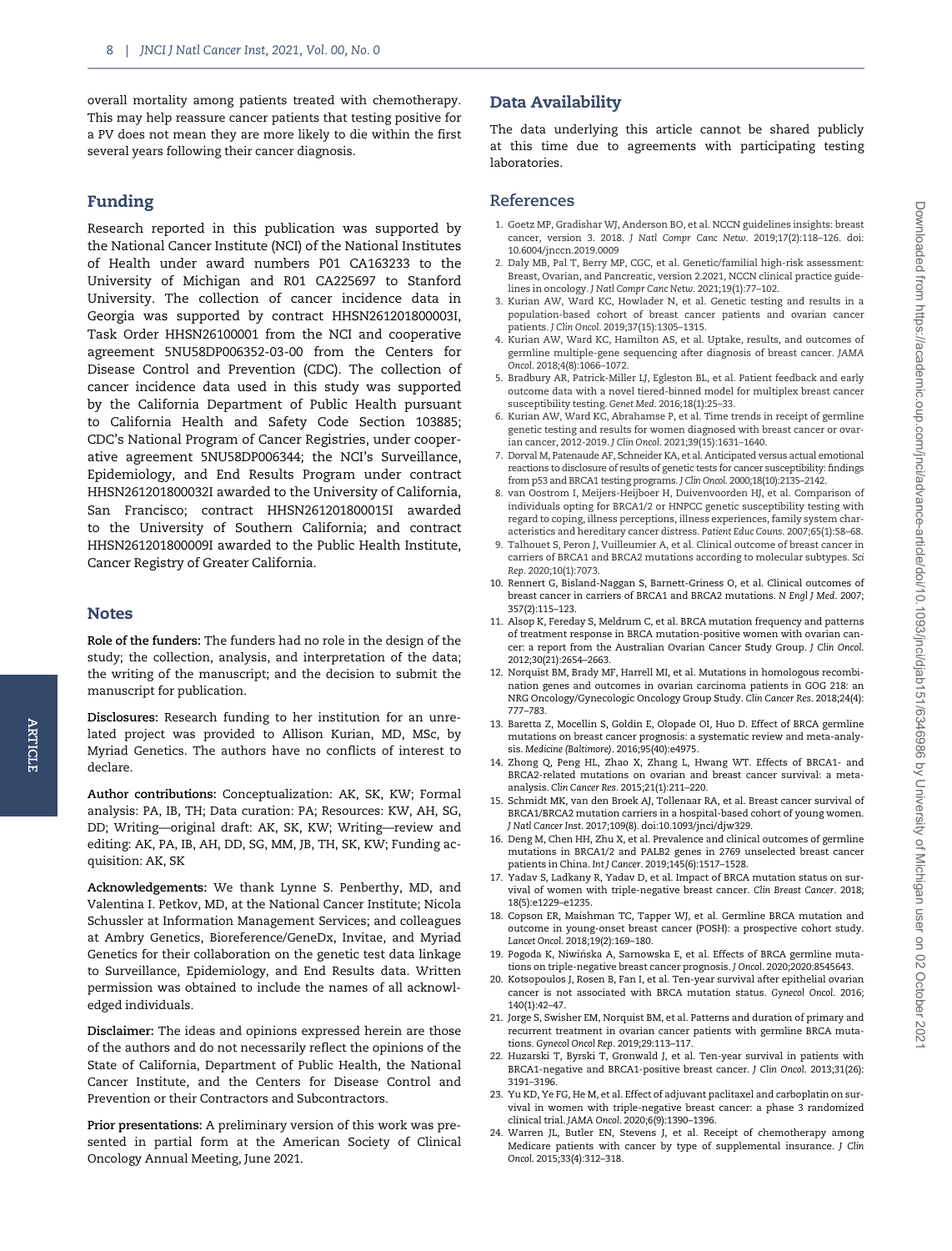overall mortality among patients treated with chemotherapy. This may help reassure cancer patients that testing positive for a PV does not mean they are more likely to die within the first several years following their cancer diagnosis.

## Funding

Research reported in this publication was supported by the National Cancer Institute (NCI) of the National Institutes of Health under award numbers P01 CA163233 to the University of Michigan and R01 CA225697 to Stanford University. The collection of cancer incidence data in Georgia was supported by contract HHSN261201800003I, Task Order HHSN26100001 from the NCI and cooperative agreement 5NU58DP006352-03-00 from the Centers for Disease Control and Prevention (CDC). The collection of cancer incidence data used in this study was supported by the California Department of Public Health pursuant to California Health and Safety Code Section 103885; CDC's National Program of Cancer Registries, under cooperative agreement 5NU58DP006344; the NCI's Surveillance, Epidemiology, and End Results Program under contract HHSN261201800032I awarded to the University of California, San Francisco; contract HHSN261201800015I awarded to the University of Southern California; and contract HHSN261201800009I awarded to the Public Health Institute, Cancer Registry of Greater California.

## Notes

**Role of the funders:** The funders had no role in the design of the study; the collection, analysis, and interpretation of the data; the writing of the manuscript; and the decision to submit the manuscript for publication.

**Disclosures:** Research funding to her institution for an unrelated project was provided to Allison Kurian, MD, MSc, by Myriad Genetics. The authors have no conflicts of interest to declare.

**Author contributions:** Conceptualization: AK, SK, KW; Formal analysis: PA, IB, TH; Data curation: PA; Resources: KW, AH, SG, DD; Writing—original draft: AK, SK, KW; Writing—review and editing: AK, PA, IB, AH, DD, SG, MM, JB, TH, SK, KW; Funding acquisition: AK, SK

**Acknowledgements:** We thank Lynne S. Penberthy, MD, and Valentina I. Petkov, MD, at the National Cancer Institute; Nicola Schussler at Information Management Services; and colleagues at Ambry Genetics, Bioreference/GeneDx, Invitae, and Myriad Genetics for their collaboration on the genetic test data linkage to Surveillance, Epidemiology, and End Results data. Written permission was obtained to include the names of all acknowledged individuals.

**Disclaimer:** The ideas and opinions expressed herein are those of the authors and do not necessarily reflect the opinions of the State of California, Department of Public Health, the National Cancer Institute, and the Centers for Disease Control and Prevention or their Contractors and Subcontractors.

**Prior presentations:** A preliminary version of this work was presented in partial form at the American Society of Clinical Oncology Annual Meeting, June 2021.

## Data Availability

The data underlying this article cannot be shared publicly at this time due to agreements with participating testing laboratories.

## References

1. Goetz MP, Gradishar WJ, Anderson BO, et al. NCCN guidelines insights: breast cancer, version 3. 2018. *J Natl Compr Canc Netw*. 2019;17(2):118–126. doi: 10.6004/jnccn.2019.0009
2. Daly MB, Pal T, Berry MP, CGC, et al. Genetic/familial high-risk assessment: Breast, Ovarian, and Pancreatic, version 2.2021, NCCN clinical practice guidelines in oncology. *J Natl Compr Canc Netw*. 2021;19(1):77–102.
3. Kurian AW, Ward KC, Howlader N, et al. Genetic testing and results in a population-based cohort of breast cancer patients and ovarian cancer patients. *J Clin Oncol*. 2019;37(15):1305–1315.
4. Kurian AW, Ward KC, Hamilton AS, et al. Uptake, results, and outcomes of germline multiple-gene sequencing after diagnosis of breast cancer. *JAMA Oncol*. 2018;4(8):1066–1072.
5. Bradbury AR, Patrick-Miller LJ, Egleston BL, et al. Patient feedback and early outcome data with a novel tiered-binned model for multiplex breast cancer susceptibility testing. *Genet Med*. 2016;18(1):25–33.
6. Kurian AW, Ward KC, Abrahamse P, et al. Time trends in receipt of germline genetic testing and results for women diagnosed with breast cancer or ovarian cancer, 2012-2019. *J Clin Oncol*. 2021;39(15):1631–1640.
7. Dorval M, Patenaude AF, Schneider KA, et al. Anticipated versus actual emotional reactions to disclosure of results of genetic tests for cancer susceptibility: findings from p53 and BRCA1 testing programs. *J Clin Oncol*. 2000;18(10):2135–2142.
8. van Oostrom I, Meijers-Heijboer H, Duivenvoorden HJ, et al. Comparison of individuals opting for BRCA1/2 or HNPCC genetic susceptibility testing with regard to coping, illness perceptions, illness experiences, family system characteristics and hereditary cancer distress. *Patient Educ Couns*. 2007;65(1):58–68.
9. Talhouet S, Peron J, Vuilleumier A, et al. Clinical outcome of breast cancer in carriers of BRCA1 and BRCA2 mutations according to molecular subtypes. *Sci Rep*. 2020;10(1):7073.
10. Rennert G, Bisland-Naggan S, Barnett-Griness O, et al. Clinical outcomes of breast cancer in carriers of BRCA1 and BRCA2 mutations. *N Engl J Med*. 2007;357(2):115–123.
11. Alsop K, Fereday S, Meldrum C, et al. BRCA mutation frequency and patterns of treatment response in BRCA mutation-positive women with ovarian cancer: a report from the Australian Ovarian Cancer Study Group. *J Clin Oncol*. 2012;30(21):2654–2663.
12. Norquist BM, Brady MF, Harrell MI, et al. Mutations in homologous recombination genes and outcomes in ovarian carcinoma patients in GOG 218: an NRG Oncology/Gynecologic Oncology Group Study. *Clin Cancer Res*. 2018;24(4):777–783.
13. Baretta Z, Mocellin S, Goldin E, Olopade OI, Huo D. Effect of BRCA germline mutations on breast cancer prognosis: a systematic review and meta-analysis. *Medicine (Baltimore)*. 2016;95(40):e4975.
14. Zhong Q, Peng HL, Zhao X, Zhang L, Hwang WT. Effects of BRCA1- and BRCA2-related mutations on ovarian and breast cancer survival: a meta-analysis. *Clin Cancer Res*. 2015;21(1):211–220.
15. Schmidt MK, van den Broek AJ, Tollenaar RA, et al. Breast cancer survival of BRCA1/BRCA2 mutation carriers in a hospital-based cohort of young women. *J Natl Cancer Inst*. 2017;109(8). doi:10.1093/jnci/djw329.
16. Deng M, Chen HH, Zhu X, et al. Prevalence and clinical outcomes of germline mutations in BRCA1/2 and PALB2 genes in 2769 unselected breast cancer patients in China. *Int J Cancer*. 2019;145(6):1517–1528.
17. Yadav S, Ladkany R, Yadav D, et al. Impact of BRCA mutation status on survival of women with triple-negative breast cancer. *Clin Breast Cancer*. 2018;18(5):e1229–e1235.
18. Copson ER, Maishman TC, Tapper WJ, et al. Germline BRCA mutation and outcome in young-onset breast cancer (POSH): a prospective cohort study. *Lancet Oncol*. 2018;19(2):169–180.
19. Pogoda K, Niwińska A, Sarnowska E, et al. Effects of BRCA germline mutations on triple-negative breast cancer prognosis. *J Oncol*. 2020;2020:8545643.
20. Kotsopoulos J, Rosen B, Fan I, et al. Ten-year survival after epithelial ovarian cancer is not associated with BRCA mutation status. *Gynecol Oncol*. 2016;140(1):42–47.
21. Jorge S, Swisher EM, Norquist BM, et al. Patterns and duration of primary and recurrent treatment in ovarian cancer patients with germline BRCA mutations. *Gynecol Oncol Rep*. 2019;29:113–117.
22. Huzarski T, Byrski T, Gronwald J, et al. Ten-year survival in patients with BRCA1-negative and BRCA1-positive breast cancer. *J Clin Oncol*. 2013;31(26):3191–3196.
23. Yu KD, Ye FG, He M, et al. Effect of adjuvant paclitaxel and carboplatin on survival in women with triple-negative breast cancer: a phase 3 randomized clinical trial. *JAMA Oncol*. 2020;6(9):1390–1396.
24. Warren JL, Butler EN, Stevens J, et al. Receipt of chemotherapy among Medicare patients with cancer by type of supplemental insurance. *J Clin Oncol*. 2015;33(4):312–318.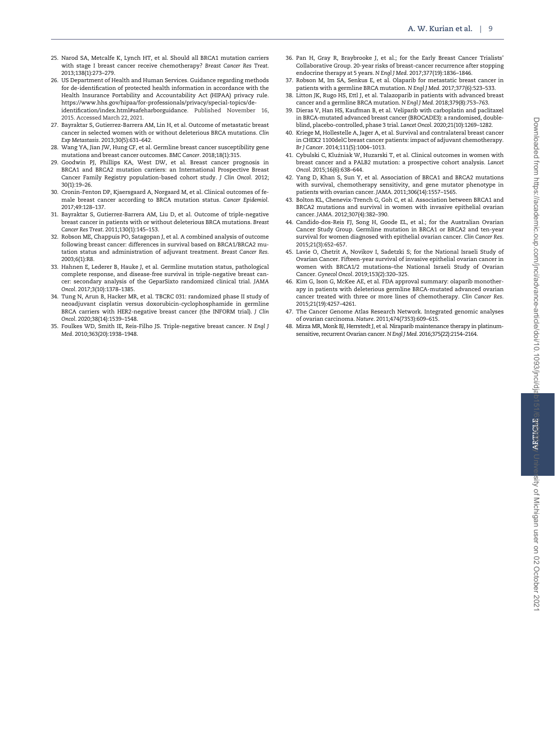25. Narod SA, Metcalfe K, Lynch HT, et al. Should all BRCA1 mutation carriers with stage I breast cancer receive chemotherapy? *Breast Cancer Res Treat*. 2013;138(1):273–279.
26. US Department of Health and Human Services. Guidance regarding methods for de-identification of protected health information in accordance with the Health Insurance Portability and Accountability Act (HIPAA) privacy rule. https://www.hhs.gov/hipaa/for-professionals/privacy/special-topics/de-identification/index.html#safeharborguidance. Published November 16, 2015. Accessed March 22, 2021.
27. Bayraktar S, Gutierrez-Barrera AM, Lin H, et al. Outcome of metastatic breast cancer in selected women with or without deleterious BRCA mutations. *Clin Exp Metastasis*. 2013;30(5):631–642.
28. Wang YA, Jian JW, Hung CF, et al. Germline breast cancer susceptibility gene mutations and breast cancer outcomes. *BMC Cancer*. 2018;18(1):315.
29. Goodwin PJ, Phillips KA, West DW, et al. Breast cancer prognosis in BRCA1 and BRCA2 mutation carriers: an International Prospective Breast Cancer Family Registry population-based cohort study. *J Clin Oncol*. 2012;30(1):19–26.
30. Cronin-Fenton DP, Kjaersgaard A, Norgaard M, et al. Clinical outcomes of female breast cancer according to BRCA mutation status. *Cancer Epidemiol*. 2017;49:128–137.
31. Bayraktar S, Gutierrez-Barrera AM, Liu D, et al. Outcome of triple-negative breast cancer in patients with or without deleterious BRCA mutations. *Breast Cancer Res Treat*. 2011;130(1):145–153.
32. Robson ME, Chappuis PO, Satagopan J, et al. A combined analysis of outcome following breast cancer: differences in survival based on BRCA1/BRCA2 mutation status and administration of adjuvant treatment. *Breast Cancer Res*. 2003;6(1):R8.
33. Hahnen E, Lederer B, Hauke J, et al. Germline mutation status, pathological complete response, and disease-free survival in triple-negative breast cancer: secondary analysis of the GeparSixto randomized clinical trial. *JAMA Oncol*. 2017;3(10):1378–1385.
34. Tung N, Arun B, Hacker MR, et al. TBCRC 031: randomized phase II study of neoadjuvant cisplatin versus doxorubicin-cyclophosphamide in germline BRCA carriers with HER2-negative breast cancer (the INFORM trial). *J Clin Oncol*. 2020;38(14):1539–1548.
35. Foulkes WD, Smith IE, Reis-Filho JS. Triple-negative breast cancer. *N Engl J Med*. 2010;363(20):1938–1948.
36. Pan H, Gray R, Braybrooke J, et al.; for the Early Breast Cancer Trialists' Collaborative Group. 20-year risks of breast-cancer recurrence after stopping endocrine therapy at 5 years. *N Engl J Med*. 2017;377(19):1836–1846.
37. Robson M, Im SA, Senkus E, et al. Olaparib for metastatic breast cancer in patients with a germline BRCA mutation. *N Engl J Med*. 2017;377(6):523–533.
38. Litton JK, Rugo HS, Ettl J, et al. Talazoparib in patients with advanced breast cancer and a germline BRCA mutation. *N Engl J Med*. 2018;379(8):753–763.
39. Dieras V, Han HS, Kaufman B, et al. Veliparib with carboplatin and paclitaxel in BRCA-mutated advanced breast cancer (BROCADE3): a randomised, double-blind, placebo-controlled, phase 3 trial. *Lancet Oncol*. 2020;21(10):1269–1282.
40. Kriege M, Hollestelle A, Jager A, et al. Survival and contralateral breast cancer in CHEK2 1100delC breast cancer patients: impact of adjuvant chemotherapy. *Br J Cancer*. 2014;111(5):1004–1013.
41. Cybulski C, Kluźniak W, Huzarski T, et al. Clinical outcomes in women with breast cancer and a PALB2 mutation: a prospective cohort analysis. *Lancet Oncol*. 2015;16(6):638–644.
42. Yang D, Khan S, Sun Y, et al. Association of BRCA1 and BRCA2 mutations with survival, chemotherapy sensitivity, and gene mutator phenotype in patients with ovarian cancer. *JAMA*. 2011;306(14):1557–1565.
43. Bolton KL, Chenevix-Trench G, Goh C, et al. Association between BRCA1 and BRCA2 mutations and survival in women with invasive epithelial ovarian cancer. *JAMA*. 2012;307(4):382–390.
44. Candido-dos-Reis FJ, Song H, Goode EL, et al.; for the Australian Ovarian Cancer Study Group. Germline mutation in BRCA1 or BRCA2 and ten-year survival for women diagnosed with epithelial ovarian cancer. *Clin Cancer Res*. 2015;21(3):652–657.
45. Lavie O, Chetrit A, Novikov I, Sadetzki S; for the National Israeli Study of Ovarian Cancer. Fifteen-year survival of invasive epithelial ovarian cancer in women with BRCA1/2 mutations–the National Israeli Study of Ovarian Cancer. *Gynecol Oncol*. 2019;153(2):320–325.
46. Kim G, Ison G, McKee AE, et al. FDA approval summary: olaparib monotherapy in patients with deleterious germline BRCA-mutated advanced ovarian cancer treated with three or more lines of chemotherapy. *Clin Cancer Res*. 2015;21(19):4257–4261.
47. The Cancer Genome Atlas Research Network. Integrated genomic analyses of ovarian carcinoma. *Nature*. 2011;474(7353):609–615.
48. Mirza MR, Monk BJ, Herrstedt J, et al. Niraparib maintenance therapy in platinum-sensitive, recurrent Ovarian cancer. *N Engl J Med*. 2016;375(22):2154–2164.